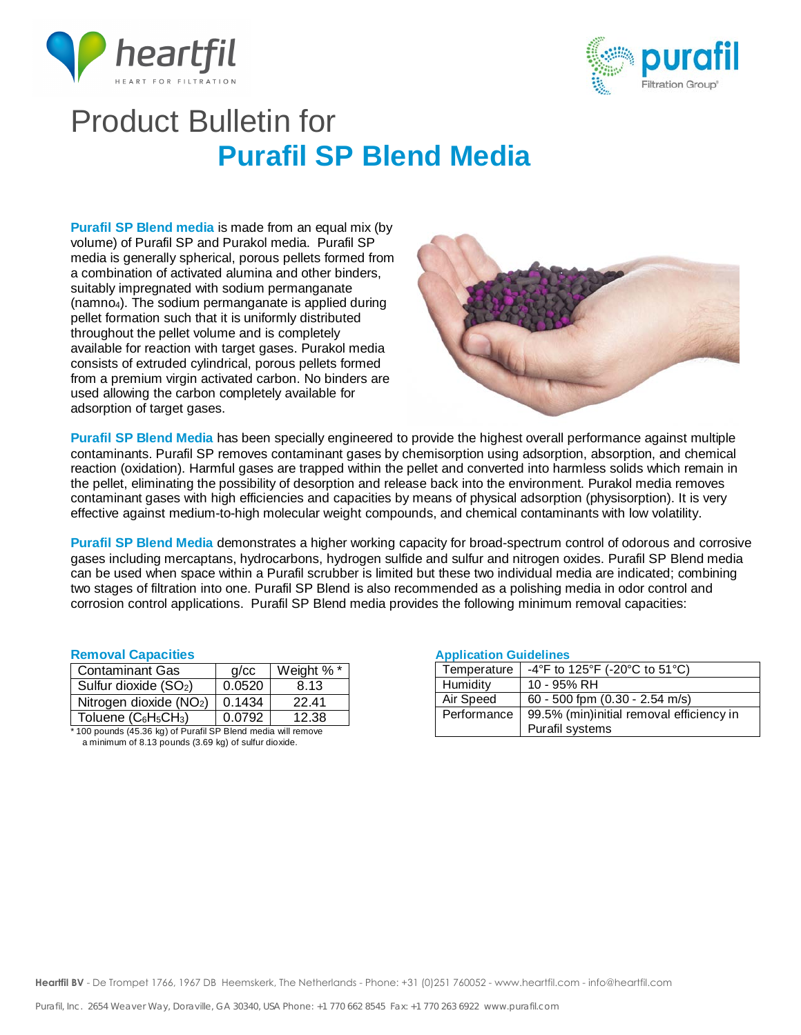# Product Bulletin for

# Purafil SP Blend Media

**Purafil SP Blend media** is made from an equal mix (by volume) of Purafil SP and Purakol media. Purafil SP media is generally spherical, porous pellets formed from a combination of activated alumina and other binders, suitably impregnated with sodium permanganate (namno$_4$). The sodium permanganate is applied during pellet formation such that it is uniformly distributed throughout the pellet volume and is completely available for reaction with target gases. Purakol media consists of extruded cylindrical, porous pellets formed from a premium virgin activated carbon. No binders are used allowing the carbon completely available for adsorption of target gases.

**Purafil SP Blend Media** has been specially engineered to provide the highest overall performance against multiple contaminants. Purafil SP removes contaminant gases by chemisorption using adsorption, absorption, and chemical reaction (oxidation). Harmful gases are trapped within the pellet and converted into harmless solids which remain in the pellet, eliminating the possibility of desorption and release back into the environment. Purakol media removes contaminant gases with high efficiencies and capacities by means of physical adsorption (physisorption). It is very effective against medium-to-high molecular weight compounds, and chemical contaminants with low volatility.

**Purafil SP Blend Media** demonstrates a higher working capacity for broad-spectrum control of odorous and corrosive gases including mercaptans, hydrocarbons, hydrogen sulfide and sulfur and nitrogen oxides. Purafil SP Blend media can be used when space within a Purafil scrubber is limited but these two individual media are indicated; combining two stages of filtration into one. Purafil SP Blend is also recommended as a polishing media in odor control and corrosion control applications. Purafil SP Blend media provides the following minimum removal capacities:

### Removal Capacities

| Contaminant Gas | g/cc | Weight % * |
|---|---|---|
| Sulfur dioxide ($SO_2$) | 0.0520 | 8.13 |
| Nitrogen dioxide ($NO_2$) | 0.1434 | 22.41 |
| Toluene ($C_6H_5CH_3$) | 0.0792 | 12.38 |

* 100 pounds (45.36 kg) of Purafil SP Blend media will remove a minimum of 8.13 pounds (3.69 kg) of sulfur dioxide.

### Application Guidelines

| | |
|---|---|
| Temperature | -4°F to 125°F (-20°C to 51°C) |
| Humidity | 10 - 95% RH |
| Air Speed | 60 - 500 fpm (0.30 - 2.54 m/s) |
| Performance | 99.5% (min)initial removal efficiency in Purafil systems |

**Heartfil BV** - De Trompet 1766, 1967 DB Heemskerk, The Netherlands - Phone: +31 (0)251 760052 - www.heartfil.com - info@heartfil.com

Purafil, Inc. 2654 Weaver Way, Doraville, GA 30340, USA Phone: +1 770 662 8545 Fax: +1 770 263 6922 www.purafil.com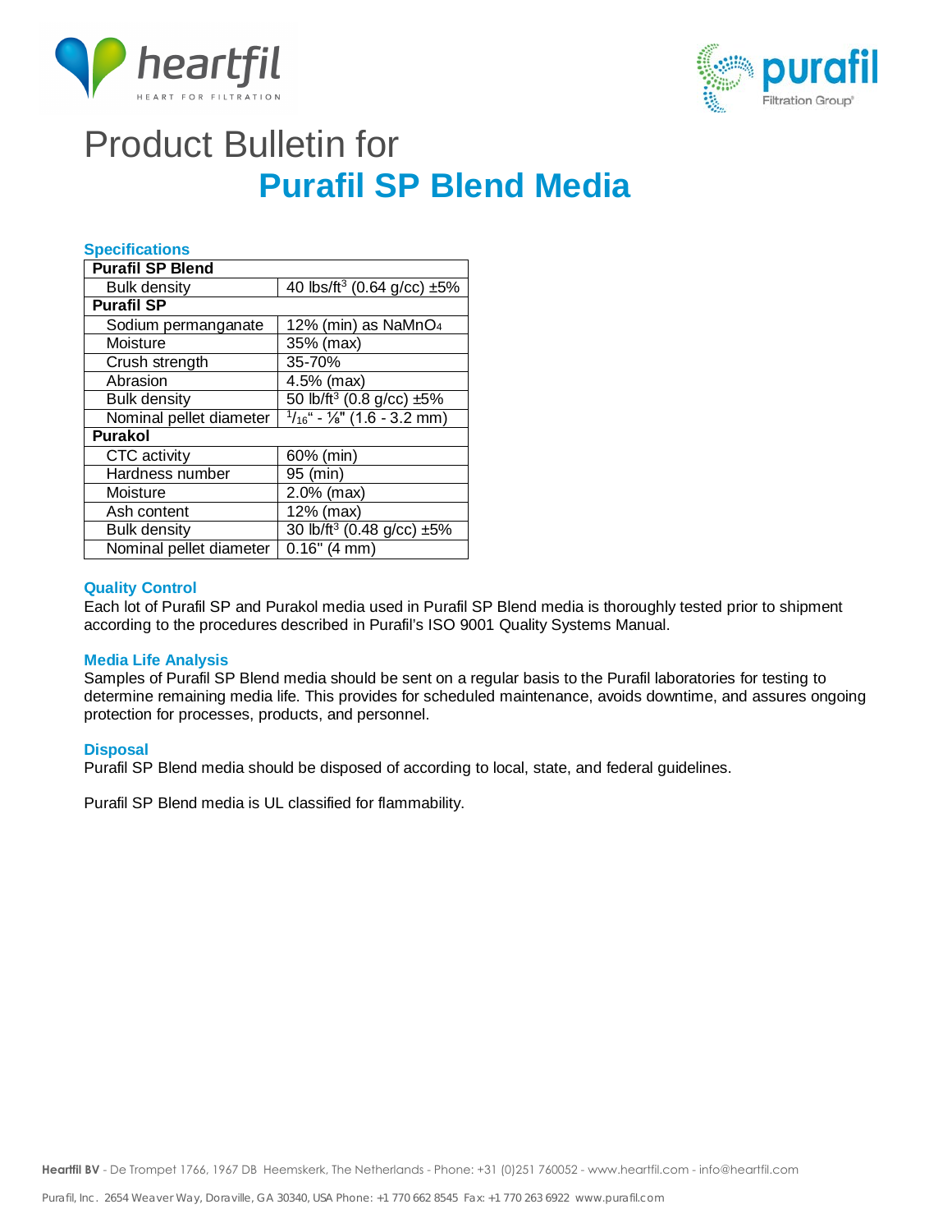# Product Bulletin for

## Purafil SP Blend Media

### Specifications

| | |
|---|---|
| **Purafil SP Blend** | |
| Bulk density | 40 lbs/ft$^3$ (0.64 g/cc) ±5% |
| **Purafil SP** | |
| Sodium permanganate | 12% (min) as $NaMnO_4$ |
| Moisture | 35% (max) |
| Crush strength | 35-70% |
| Abrasion | 4.5% (max) |
| Bulk density | 50 lb/ft$^3$ (0.8 g/cc) ±5% |
| Nominal pellet diameter | $^1/_{16}$" - ⅛" (1.6 - 3.2 mm) |
| **Purakol** | |
| CTC activity | 60% (min) |
| Hardness number | 95 (min) |
| Moisture | 2.0% (max) |
| Ash content | 12% (max) |
| Bulk density | 30 lb/ft$^3$ (0.48 g/cc) ±5% |
| Nominal pellet diameter | 0.16" (4 mm) |

### Quality Control

Each lot of Purafil SP and Purakol media used in Purafil SP Blend media is thoroughly tested prior to shipment according to the procedures described in Purafil's ISO 9001 Quality Systems Manual.

### Media Life Analysis

Samples of Purafil SP Blend media should be sent on a regular basis to the Purafil laboratories for testing to determine remaining media life. This provides for scheduled maintenance, avoids downtime, and assures ongoing protection for processes, products, and personnel.

### Disposal

Purafil SP Blend media should be disposed of according to local, state, and federal guidelines.

Purafil SP Blend media is UL classified for flammability.

**Heartfil BV** - De Trompet 1766, 1967 DB Heemskerk, The Netherlands - Phone: +31 (0)251 760052 - www.heartfil.com - info@heartfil.com

Purafil, Inc. 2654 Weaver Way, Doraville, GA 30340, USA Phone: +1 770 662 8545 Fax: +1 770 263 6922 www.purafil.com